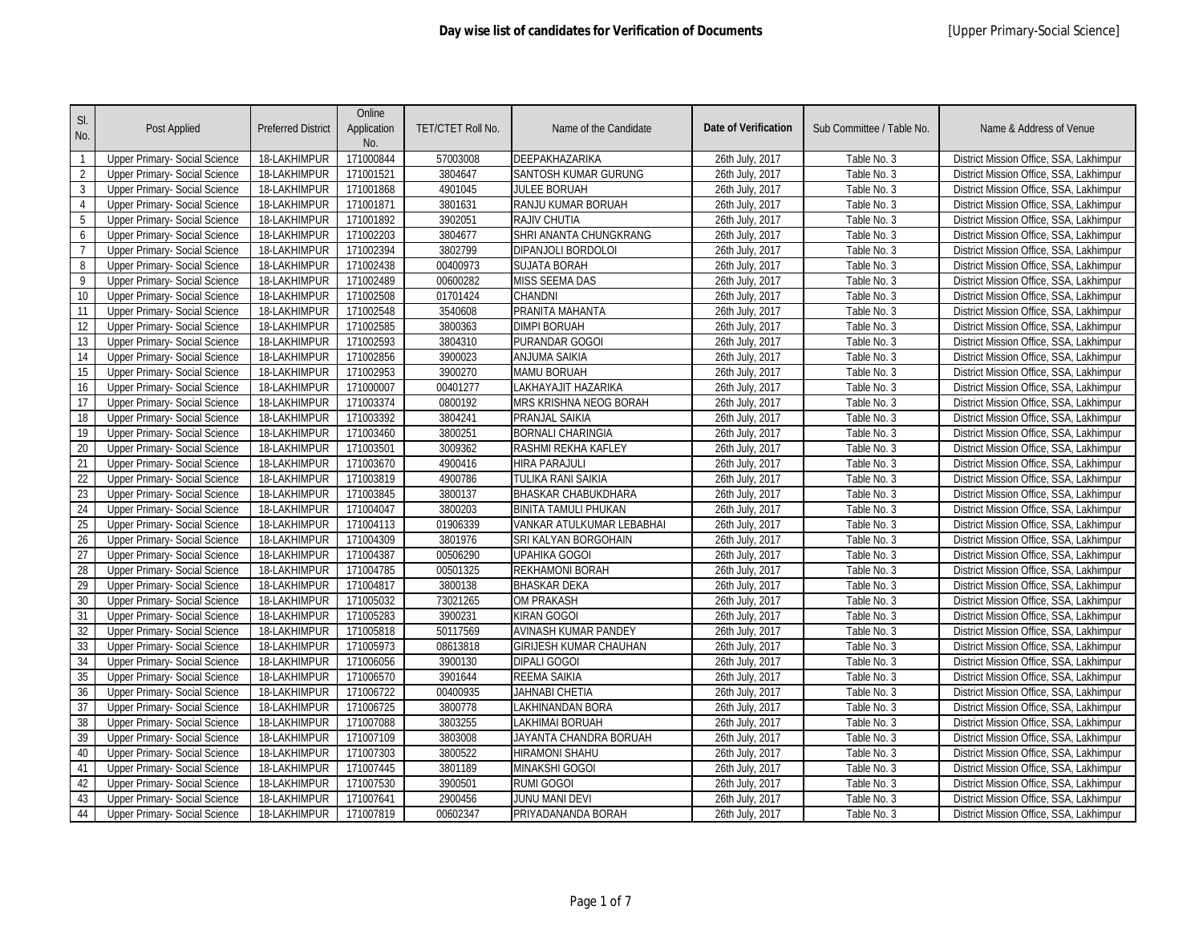# Day wise list of candidates for Verification of Documents

[Upper Primary-Social Science]

| Sl. No. | Post Applied | Preferred District | Online Application No. | TET/CTET Roll No. | Name of the Candidate | Date of Verification | Sub Committee / Table No. | Name & Address of Venue |
|---|---|---|---|---|---|---|---|---|
| 1 | Upper Primary- Social Science | 18-LAKHIMPUR | 171000844 | 57003008 | DEEPAKHAZARIKA | 26th July, 2017 | Table No. 3 | District Mission Office, SSA, Lakhimpur |
| 2 | Upper Primary- Social Science | 18-LAKHIMPUR | 171001521 | 3804647 | SANTOSH KUMAR GURUNG | 26th July, 2017 | Table No. 3 | District Mission Office, SSA, Lakhimpur |
| 3 | Upper Primary- Social Science | 18-LAKHIMPUR | 171001868 | 4901045 | JULEE BORUAH | 26th July, 2017 | Table No. 3 | District Mission Office, SSA, Lakhimpur |
| 4 | Upper Primary- Social Science | 18-LAKHIMPUR | 171001871 | 3801631 | RANJU KUMAR BORUAH | 26th July, 2017 | Table No. 3 | District Mission Office, SSA, Lakhimpur |
| 5 | Upper Primary- Social Science | 18-LAKHIMPUR | 171001892 | 3902051 | RAJIV CHUTIA | 26th July, 2017 | Table No. 3 | District Mission Office, SSA, Lakhimpur |
| 6 | Upper Primary- Social Science | 18-LAKHIMPUR | 171002203 | 3804677 | SHRI ANANTA CHUNGKRANG | 26th July, 2017 | Table No. 3 | District Mission Office, SSA, Lakhimpur |
| 7 | Upper Primary- Social Science | 18-LAKHIMPUR | 171002394 | 3802799 | DIPANJOLI BORDOLOI | 26th July, 2017 | Table No. 3 | District Mission Office, SSA, Lakhimpur |
| 8 | Upper Primary- Social Science | 18-LAKHIMPUR | 171002438 | 00400973 | SUJATA BORAH | 26th July, 2017 | Table No. 3 | District Mission Office, SSA, Lakhimpur |
| 9 | Upper Primary- Social Science | 18-LAKHIMPUR | 171002489 | 00600282 | MISS SEEMA DAS | 26th July, 2017 | Table No. 3 | District Mission Office, SSA, Lakhimpur |
| 10 | Upper Primary- Social Science | 18-LAKHIMPUR | 171002508 | 01701424 | CHANDNI | 26th July, 2017 | Table No. 3 | District Mission Office, SSA, Lakhimpur |
| 11 | Upper Primary- Social Science | 18-LAKHIMPUR | 171002548 | 3540608 | PRANITA MAHANTA | 26th July, 2017 | Table No. 3 | District Mission Office, SSA, Lakhimpur |
| 12 | Upper Primary- Social Science | 18-LAKHIMPUR | 171002585 | 3800363 | DIMPI BORUAH | 26th July, 2017 | Table No. 3 | District Mission Office, SSA, Lakhimpur |
| 13 | Upper Primary- Social Science | 18-LAKHIMPUR | 171002593 | 3804310 | PURANDAR GOGOI | 26th July, 2017 | Table No. 3 | District Mission Office, SSA, Lakhimpur |
| 14 | Upper Primary- Social Science | 18-LAKHIMPUR | 171002856 | 3900023 | ANJUMA SAIKIA | 26th July, 2017 | Table No. 3 | District Mission Office, SSA, Lakhimpur |
| 15 | Upper Primary- Social Science | 18-LAKHIMPUR | 171002953 | 3900270 | MAMU BORUAH | 26th July, 2017 | Table No. 3 | District Mission Office, SSA, Lakhimpur |
| 16 | Upper Primary- Social Science | 18-LAKHIMPUR | 171000007 | 00401277 | LAKHAYAJIT HAZARIKA | 26th July, 2017 | Table No. 3 | District Mission Office, SSA, Lakhimpur |
| 17 | Upper Primary- Social Science | 18-LAKHIMPUR | 171003374 | 0800192 | MRS KRISHNA NEOG BORAH | 26th July, 2017 | Table No. 3 | District Mission Office, SSA, Lakhimpur |
| 18 | Upper Primary- Social Science | 18-LAKHIMPUR | 171003392 | 3804241 | PRANJAL SAIKIA | 26th July, 2017 | Table No. 3 | District Mission Office, SSA, Lakhimpur |
| 19 | Upper Primary- Social Science | 18-LAKHIMPUR | 171003460 | 3800251 | BORNALI CHARINGIA | 26th July, 2017 | Table No. 3 | District Mission Office, SSA, Lakhimpur |
| 20 | Upper Primary- Social Science | 18-LAKHIMPUR | 171003501 | 3009362 | RASHMI REKHA KAFLEY | 26th July, 2017 | Table No. 3 | District Mission Office, SSA, Lakhimpur |
| 21 | Upper Primary- Social Science | 18-LAKHIMPUR | 171003670 | 4900416 | HIRA PARAJULI | 26th July, 2017 | Table No. 3 | District Mission Office, SSA, Lakhimpur |
| 22 | Upper Primary- Social Science | 18-LAKHIMPUR | 171003819 | 4900786 | TULIKA RANI SAIKIA | 26th July, 2017 | Table No. 3 | District Mission Office, SSA, Lakhimpur |
| 23 | Upper Primary- Social Science | 18-LAKHIMPUR | 171003845 | 3800137 | BHASKAR CHABUKDHARA | 26th July, 2017 | Table No. 3 | District Mission Office, SSA, Lakhimpur |
| 24 | Upper Primary- Social Science | 18-LAKHIMPUR | 171004047 | 3800203 | BINITA TAMULI PHUKAN | 26th July, 2017 | Table No. 3 | District Mission Office, SSA, Lakhimpur |
| 25 | Upper Primary- Social Science | 18-LAKHIMPUR | 171004113 | 01906339 | VANKAR ATULKUMAR LEBABHAI | 26th July, 2017 | Table No. 3 | District Mission Office, SSA, Lakhimpur |
| 26 | Upper Primary- Social Science | 18-LAKHIMPUR | 171004309 | 3801976 | SRI KALYAN BORGOHAIN | 26th July, 2017 | Table No. 3 | District Mission Office, SSA, Lakhimpur |
| 27 | Upper Primary- Social Science | 18-LAKHIMPUR | 171004387 | 00506290 | UPAHIKA GOGOI | 26th July, 2017 | Table No. 3 | District Mission Office, SSA, Lakhimpur |
| 28 | Upper Primary- Social Science | 18-LAKHIMPUR | 171004785 | 00501325 | REKHAMONI BORAH | 26th July, 2017 | Table No. 3 | District Mission Office, SSA, Lakhimpur |
| 29 | Upper Primary- Social Science | 18-LAKHIMPUR | 171004817 | 3800138 | BHASKAR DEKA | 26th July, 2017 | Table No. 3 | District Mission Office, SSA, Lakhimpur |
| 30 | Upper Primary- Social Science | 18-LAKHIMPUR | 171005032 | 73021265 | OM PRAKASH | 26th July, 2017 | Table No. 3 | District Mission Office, SSA, Lakhimpur |
| 31 | Upper Primary- Social Science | 18-LAKHIMPUR | 171005283 | 3900231 | KIRAN GOGOI | 26th July, 2017 | Table No. 3 | District Mission Office, SSA, Lakhimpur |
| 32 | Upper Primary- Social Science | 18-LAKHIMPUR | 171005818 | 50117569 | AVINASH KUMAR PANDEY | 26th July, 2017 | Table No. 3 | District Mission Office, SSA, Lakhimpur |
| 33 | Upper Primary- Social Science | 18-LAKHIMPUR | 171005973 | 08613818 | GIRIJESH KUMAR CHAUHAN | 26th July, 2017 | Table No. 3 | District Mission Office, SSA, Lakhimpur |
| 34 | Upper Primary- Social Science | 18-LAKHIMPUR | 171006056 | 3900130 | DIPALI GOGOI | 26th July, 2017 | Table No. 3 | District Mission Office, SSA, Lakhimpur |
| 35 | Upper Primary- Social Science | 18-LAKHIMPUR | 171006570 | 3901644 | REEMA SAIKIA | 26th July, 2017 | Table No. 3 | District Mission Office, SSA, Lakhimpur |
| 36 | Upper Primary- Social Science | 18-LAKHIMPUR | 171006722 | 00400935 | JAHNABI CHETIA | 26th July, 2017 | Table No. 3 | District Mission Office, SSA, Lakhimpur |
| 37 | Upper Primary- Social Science | 18-LAKHIMPUR | 171006725 | 3800778 | LAKHINANDAN BORA | 26th July, 2017 | Table No. 3 | District Mission Office, SSA, Lakhimpur |
| 38 | Upper Primary- Social Science | 18-LAKHIMPUR | 171007088 | 3803255 | LAKHIMAI BORUAH | 26th July, 2017 | Table No. 3 | District Mission Office, SSA, Lakhimpur |
| 39 | Upper Primary- Social Science | 18-LAKHIMPUR | 171007109 | 3803008 | JAYANTA CHANDRA BORUAH | 26th July, 2017 | Table No. 3 | District Mission Office, SSA, Lakhimpur |
| 40 | Upper Primary- Social Science | 18-LAKHIMPUR | 171007303 | 3800522 | HIRAMONI SHAHU | 26th July, 2017 | Table No. 3 | District Mission Office, SSA, Lakhimpur |
| 41 | Upper Primary- Social Science | 18-LAKHIMPUR | 171007445 | 3801189 | MINAKSHI GOGOI | 26th July, 2017 | Table No. 3 | District Mission Office, SSA, Lakhimpur |
| 42 | Upper Primary- Social Science | 18-LAKHIMPUR | 171007530 | 3900501 | RUMI GOGOI | 26th July, 2017 | Table No. 3 | District Mission Office, SSA, Lakhimpur |
| 43 | Upper Primary- Social Science | 18-LAKHIMPUR | 171007641 | 2900456 | JUNU MANI DEVI | 26th July, 2017 | Table No. 3 | District Mission Office, SSA, Lakhimpur |
| 44 | Upper Primary- Social Science | 18-LAKHIMPUR | 171007819 | 00602347 | PRIYADANANDA BORAH | 26th July, 2017 | Table No. 3 | District Mission Office, SSA, Lakhimpur |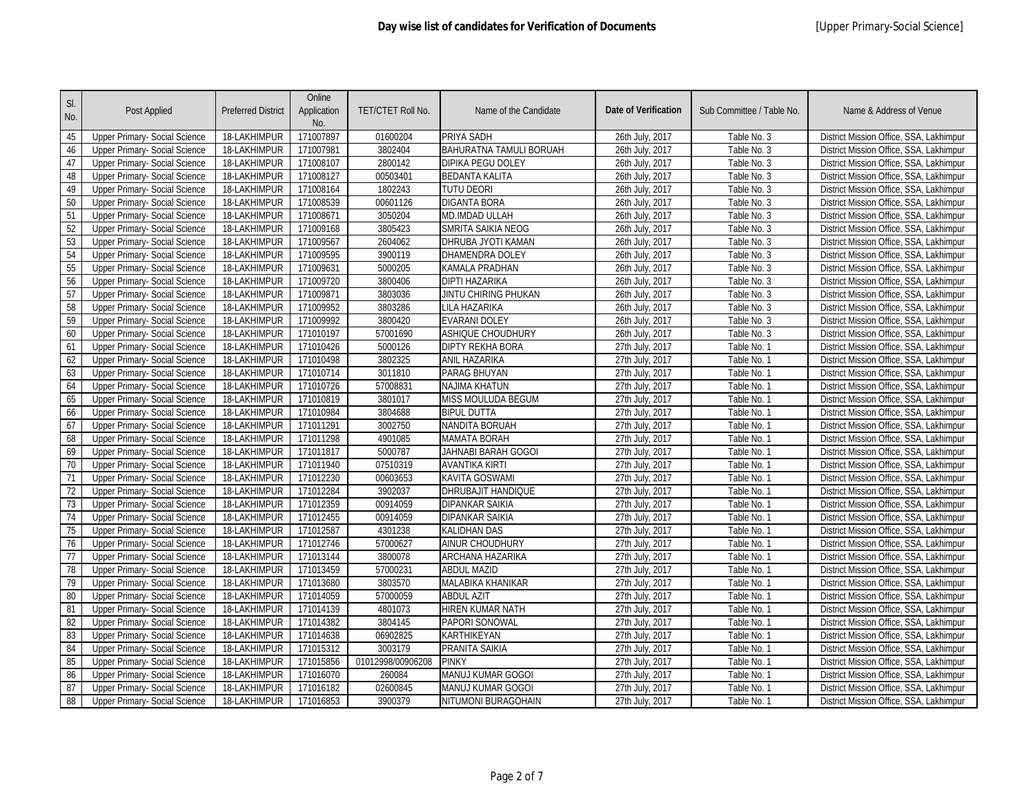**Day wise list of candidates for Verification of Documents** [Upper Primary-Social Science]

| Sl. No. | Post Applied | Preferred District | Online Application No. | TET/CTET Roll No. | Name of the Candidate | Date of Verification | Sub Committee / Table No. | Name & Address of Venue |
|---|---|---|---|---|---|---|---|---|
| 45 | Upper Primary- Social Science | 18-LAKHIMPUR | 171007897 | 01600204 | PRIYA SADH | 26th July, 2017 | Table No. 3 | District Mission Office, SSA, Lakhimpur |
| 46 | Upper Primary- Social Science | 18-LAKHIMPUR | 171007981 | 3802404 | BAHURATNA TAMULI BORUAH | 26th July, 2017 | Table No. 3 | District Mission Office, SSA, Lakhimpur |
| 47 | Upper Primary- Social Science | 18-LAKHIMPUR | 171008107 | 2800142 | DIPIKA PEGU DOLEY | 26th July, 2017 | Table No. 3 | District Mission Office, SSA, Lakhimpur |
| 48 | Upper Primary- Social Science | 18-LAKHIMPUR | 171008127 | 00503401 | BEDANTA KALITA | 26th July, 2017 | Table No. 3 | District Mission Office, SSA, Lakhimpur |
| 49 | Upper Primary- Social Science | 18-LAKHIMPUR | 171008164 | 1802243 | TUTU DEORI | 26th July, 2017 | Table No. 3 | District Mission Office, SSA, Lakhimpur |
| 50 | Upper Primary- Social Science | 18-LAKHIMPUR | 171008539 | 00601126 | DIGANTA BORA | 26th July, 2017 | Table No. 3 | District Mission Office, SSA, Lakhimpur |
| 51 | Upper Primary- Social Science | 18-LAKHIMPUR | 171008671 | 3050204 | MD.IMDAD ULLAH | 26th July, 2017 | Table No. 3 | District Mission Office, SSA, Lakhimpur |
| 52 | Upper Primary- Social Science | 18-LAKHIMPUR | 171009168 | 3805423 | SMRITA SAIKIA NEOG | 26th July, 2017 | Table No. 3 | District Mission Office, SSA, Lakhimpur |
| 53 | Upper Primary- Social Science | 18-LAKHIMPUR | 171009567 | 2604062 | DHRUBA JYOTI KAMAN | 26th July, 2017 | Table No. 3 | District Mission Office, SSA, Lakhimpur |
| 54 | Upper Primary- Social Science | 18-LAKHIMPUR | 171009595 | 3900119 | DHAMENDRA DOLEY | 26th July, 2017 | Table No. 3 | District Mission Office, SSA, Lakhimpur |
| 55 | Upper Primary- Social Science | 18-LAKHIMPUR | 171009631 | 5000205 | KAMALA PRADHAN | 26th July, 2017 | Table No. 3 | District Mission Office, SSA, Lakhimpur |
| 56 | Upper Primary- Social Science | 18-LAKHIMPUR | 171009720 | 3800406 | DIPTI HAZARIKA | 26th July, 2017 | Table No. 3 | District Mission Office, SSA, Lakhimpur |
| 57 | Upper Primary- Social Science | 18-LAKHIMPUR | 171009871 | 3803036 | JINTU CHIRING PHUKAN | 26th July, 2017 | Table No. 3 | District Mission Office, SSA, Lakhimpur |
| 58 | Upper Primary- Social Science | 18-LAKHIMPUR | 171009952 | 3803286 | LILA HAZARIKA | 26th July, 2017 | Table No. 3 | District Mission Office, SSA, Lakhimpur |
| 59 | Upper Primary- Social Science | 18-LAKHIMPUR | 171009992 | 3800420 | EVARANI DOLEY | 26th July, 2017 | Table No. 3 | District Mission Office, SSA, Lakhimpur |
| 60 | Upper Primary- Social Science | 18-LAKHIMPUR | 171010197 | 57001690 | ASHIQUE CHOUDHURY | 26th July, 2017 | Table No. 3 | District Mission Office, SSA, Lakhimpur |
| 61 | Upper Primary- Social Science | 18-LAKHIMPUR | 171010426 | 5000126 | DIPTY REKHA BORA | 27th July, 2017 | Table No. 1 | District Mission Office, SSA, Lakhimpur |
| 62 | Upper Primary- Social Science | 18-LAKHIMPUR | 171010498 | 3802325 | ANIL HAZARIKA | 27th July, 2017 | Table No. 1 | District Mission Office, SSA, Lakhimpur |
| 63 | Upper Primary- Social Science | 18-LAKHIMPUR | 171010714 | 3011810 | PARAG BHUYAN | 27th July, 2017 | Table No. 1 | District Mission Office, SSA, Lakhimpur |
| 64 | Upper Primary- Social Science | 18-LAKHIMPUR | 171010726 | 57008831 | NAJIMA KHATUN | 27th July, 2017 | Table No. 1 | District Mission Office, SSA, Lakhimpur |
| 65 | Upper Primary- Social Science | 18-LAKHIMPUR | 171010819 | 3801017 | MISS MOULUDA BEGUM | 27th July, 2017 | Table No. 1 | District Mission Office, SSA, Lakhimpur |
| 66 | Upper Primary- Social Science | 18-LAKHIMPUR | 171010984 | 3804688 | BIPUL DUTTA | 27th July, 2017 | Table No. 1 | District Mission Office, SSA, Lakhimpur |
| 67 | Upper Primary- Social Science | 18-LAKHIMPUR | 171011291 | 3002750 | NANDITA BORUAH | 27th July, 2017 | Table No. 1 | District Mission Office, SSA, Lakhimpur |
| 68 | Upper Primary- Social Science | 18-LAKHIMPUR | 171011298 | 4901085 | MAMATA BORAH | 27th July, 2017 | Table No. 1 | District Mission Office, SSA, Lakhimpur |
| 69 | Upper Primary- Social Science | 18-LAKHIMPUR | 171011817 | 5000787 | JAHNABI BARAH GOGOI | 27th July, 2017 | Table No. 1 | District Mission Office, SSA, Lakhimpur |
| 70 | Upper Primary- Social Science | 18-LAKHIMPUR | 171011940 | 07510319 | AVANTIKA KIRTI | 27th July, 2017 | Table No. 1 | District Mission Office, SSA, Lakhimpur |
| 71 | Upper Primary- Social Science | 18-LAKHIMPUR | 171012230 | 00603653 | KAVITA GOSWAMI | 27th July, 2017 | Table No. 1 | District Mission Office, SSA, Lakhimpur |
| 72 | Upper Primary- Social Science | 18-LAKHIMPUR | 171012284 | 3902037 | DHRUBAJIT HANDIQUE | 27th July, 2017 | Table No. 1 | District Mission Office, SSA, Lakhimpur |
| 73 | Upper Primary- Social Science | 18-LAKHIMPUR | 171012359 | 00914059 | DIPANKAR SAIKIA | 27th July, 2017 | Table No. 1 | District Mission Office, SSA, Lakhimpur |
| 74 | Upper Primary- Social Science | 18-LAKHIMPUR | 171012455 | 00914059 | DIPANKAR SAIKIA | 27th July, 2017 | Table No. 1 | District Mission Office, SSA, Lakhimpur |
| 75 | Upper Primary- Social Science | 18-LAKHIMPUR | 171012587 | 4301238 | KALIDHAN DAS | 27th July, 2017 | Table No. 1 | District Mission Office, SSA, Lakhimpur |
| 76 | Upper Primary- Social Science | 18-LAKHIMPUR | 171012746 | 57000627 | AINUR CHOUDHURY | 27th July, 2017 | Table No. 1 | District Mission Office, SSA, Lakhimpur |
| 77 | Upper Primary- Social Science | 18-LAKHIMPUR | 171013144 | 3800078 | ARCHANA HAZARIKA | 27th July, 2017 | Table No. 1 | District Mission Office, SSA, Lakhimpur |
| 78 | Upper Primary- Social Science | 18-LAKHIMPUR | 171013459 | 57000231 | ABDUL MAZID | 27th July, 2017 | Table No. 1 | District Mission Office, SSA, Lakhimpur |
| 79 | Upper Primary- Social Science | 18-LAKHIMPUR | 171013680 | 3803570 | MALABIKA KHANIKAR | 27th July, 2017 | Table No. 1 | District Mission Office, SSA, Lakhimpur |
| 80 | Upper Primary- Social Science | 18-LAKHIMPUR | 171014059 | 57000059 | ABDUL AZIT | 27th July, 2017 | Table No. 1 | District Mission Office, SSA, Lakhimpur |
| 81 | Upper Primary- Social Science | 18-LAKHIMPUR | 171014139 | 4801073 | HIREN KUMAR NATH | 27th July, 2017 | Table No. 1 | District Mission Office, SSA, Lakhimpur |
| 82 | Upper Primary- Social Science | 18-LAKHIMPUR | 171014382 | 3804145 | PAPORI SONOWAL | 27th July, 2017 | Table No. 1 | District Mission Office, SSA, Lakhimpur |
| 83 | Upper Primary- Social Science | 18-LAKHIMPUR | 171014638 | 06902825 | KARTHIKEYAN | 27th July, 2017 | Table No. 1 | District Mission Office, SSA, Lakhimpur |
| 84 | Upper Primary- Social Science | 18-LAKHIMPUR | 171015312 | 3003179 | PRANITA SAIKIA | 27th July, 2017 | Table No. 1 | District Mission Office, SSA, Lakhimpur |
| 85 | Upper Primary- Social Science | 18-LAKHIMPUR | 171015856 | 01012998/00906208 | PINKY | 27th July, 2017 | Table No. 1 | District Mission Office, SSA, Lakhimpur |
| 86 | Upper Primary- Social Science | 18-LAKHIMPUR | 171016070 | 260084 | MANUJ KUMAR GOGOI | 27th July, 2017 | Table No. 1 | District Mission Office, SSA, Lakhimpur |
| 87 | Upper Primary- Social Science | 18-LAKHIMPUR | 171016182 | 02600845 | MANUJ KUMAR GOGOI | 27th July, 2017 | Table No. 1 | District Mission Office, SSA, Lakhimpur |
| 88 | Upper Primary- Social Science | 18-LAKHIMPUR | 171016853 | 3900379 | NITUMONI BURAGOHAIN | 27th July, 2017 | Table No. 1 | District Mission Office, SSA, Lakhimpur |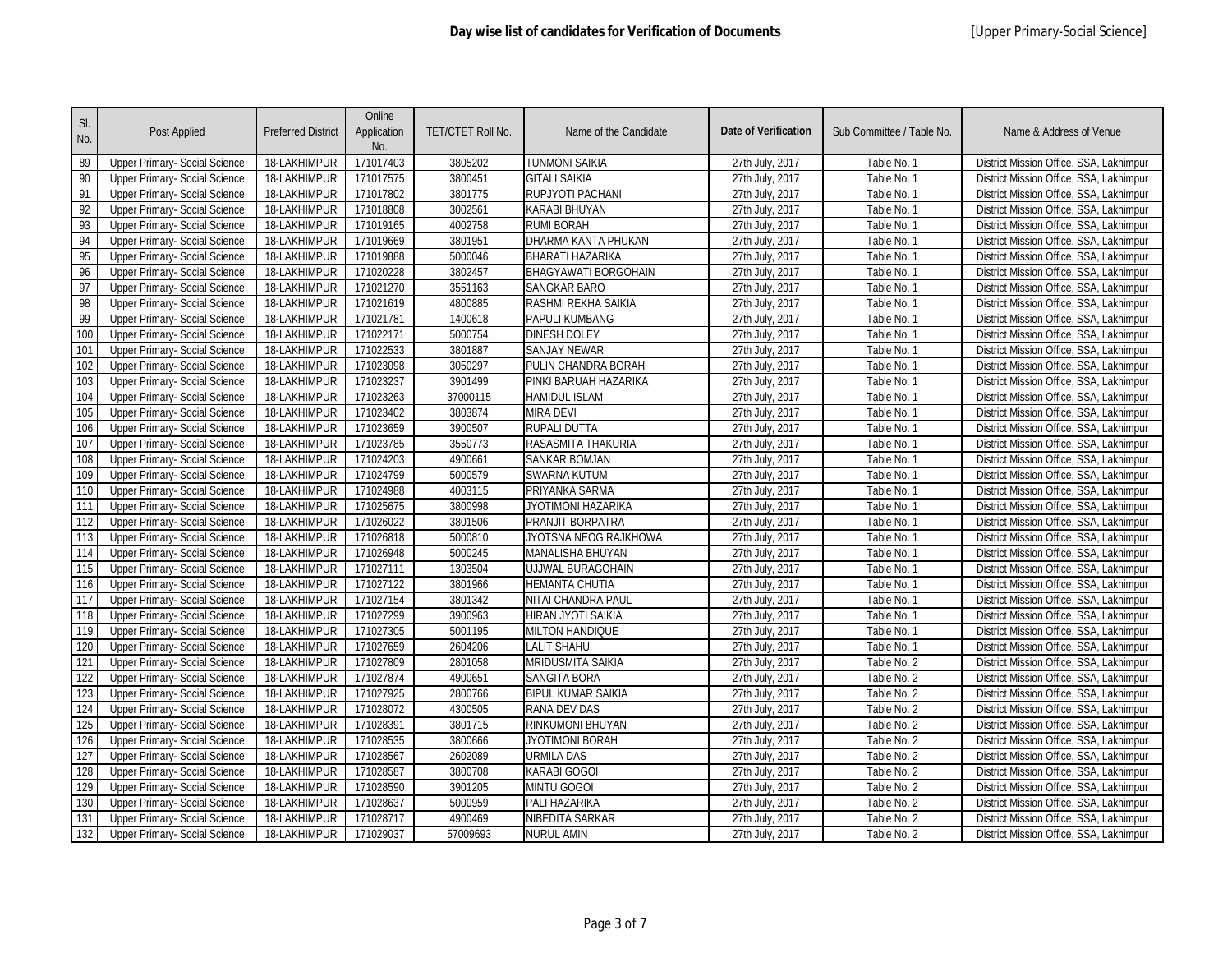## Day wise list of candidates for Verification of Documents

[Upper Primary-Social Science]

| Sl. No. | Post Applied | Preferred District | Online Application No. | TET/CTET Roll No. | Name of the Candidate | Date of Verification | Sub Committee / Table No. | Name & Address of Venue |
|---|---|---|---|---|---|---|---|---|
| 89 | Upper Primary- Social Science | 18-LAKHIMPUR | 171017403 | 3805202 | TUNMONI SAIKIA | 27th July, 2017 | Table No. 1 | District Mission Office, SSA, Lakhimpur |
| 90 | Upper Primary- Social Science | 18-LAKHIMPUR | 171017575 | 3800451 | GITALI SAIKIA | 27th July, 2017 | Table No. 1 | District Mission Office, SSA, Lakhimpur |
| 91 | Upper Primary- Social Science | 18-LAKHIMPUR | 171017802 | 3801775 | RUPJYOTI PACHANI | 27th July, 2017 | Table No. 1 | District Mission Office, SSA, Lakhimpur |
| 92 | Upper Primary- Social Science | 18-LAKHIMPUR | 171018808 | 3002561 | KARABI BHUYAN | 27th July, 2017 | Table No. 1 | District Mission Office, SSA, Lakhimpur |
| 93 | Upper Primary- Social Science | 18-LAKHIMPUR | 171019165 | 4002758 | RUMI BORAH | 27th July, 2017 | Table No. 1 | District Mission Office, SSA, Lakhimpur |
| 94 | Upper Primary- Social Science | 18-LAKHIMPUR | 171019669 | 3801951 | DHARMA KANTA PHUKAN | 27th July, 2017 | Table No. 1 | District Mission Office, SSA, Lakhimpur |
| 95 | Upper Primary- Social Science | 18-LAKHIMPUR | 171019888 | 5000046 | BHARATI HAZARIKA | 27th July, 2017 | Table No. 1 | District Mission Office, SSA, Lakhimpur |
| 96 | Upper Primary- Social Science | 18-LAKHIMPUR | 171020228 | 3802457 | BHAGYAWATI BORGOHAIN | 27th July, 2017 | Table No. 1 | District Mission Office, SSA, Lakhimpur |
| 97 | Upper Primary- Social Science | 18-LAKHIMPUR | 171021270 | 3551163 | SANGKAR BARO | 27th July, 2017 | Table No. 1 | District Mission Office, SSA, Lakhimpur |
| 98 | Upper Primary- Social Science | 18-LAKHIMPUR | 171021619 | 4800885 | RASHMI REKHA SAIKIA | 27th July, 2017 | Table No. 1 | District Mission Office, SSA, Lakhimpur |
| 99 | Upper Primary- Social Science | 18-LAKHIMPUR | 171021781 | 1400618 | PAPULI KUMBANG | 27th July, 2017 | Table No. 1 | District Mission Office, SSA, Lakhimpur |
| 100 | Upper Primary- Social Science | 18-LAKHIMPUR | 171022171 | 5000754 | DINESH DOLEY | 27th July, 2017 | Table No. 1 | District Mission Office, SSA, Lakhimpur |
| 101 | Upper Primary- Social Science | 18-LAKHIMPUR | 171022533 | 3801887 | SANJAY NEWAR | 27th July, 2017 | Table No. 1 | District Mission Office, SSA, Lakhimpur |
| 102 | Upper Primary- Social Science | 18-LAKHIMPUR | 171023098 | 3050297 | PULIN CHANDRA BORAH | 27th July, 2017 | Table No. 1 | District Mission Office, SSA, Lakhimpur |
| 103 | Upper Primary- Social Science | 18-LAKHIMPUR | 171023237 | 3901499 | PINKI BARUAH HAZARIKA | 27th July, 2017 | Table No. 1 | District Mission Office, SSA, Lakhimpur |
| 104 | Upper Primary- Social Science | 18-LAKHIMPUR | 171023263 | 37000115 | HAMIDUL ISLAM | 27th July, 2017 | Table No. 1 | District Mission Office, SSA, Lakhimpur |
| 105 | Upper Primary- Social Science | 18-LAKHIMPUR | 171023402 | 3803874 | MIRA DEVI | 27th July, 2017 | Table No. 1 | District Mission Office, SSA, Lakhimpur |
| 106 | Upper Primary- Social Science | 18-LAKHIMPUR | 171023659 | 3900507 | RUPALI DUTTA | 27th July, 2017 | Table No. 1 | District Mission Office, SSA, Lakhimpur |
| 107 | Upper Primary- Social Science | 18-LAKHIMPUR | 171023785 | 3550773 | RASASMITA THAKURIA | 27th July, 2017 | Table No. 1 | District Mission Office, SSA, Lakhimpur |
| 108 | Upper Primary- Social Science | 18-LAKHIMPUR | 171024203 | 4900661 | SANKAR BOMJAN | 27th July, 2017 | Table No. 1 | District Mission Office, SSA, Lakhimpur |
| 109 | Upper Primary- Social Science | 18-LAKHIMPUR | 171024799 | 5000579 | SWARNA KUTUM | 27th July, 2017 | Table No. 1 | District Mission Office, SSA, Lakhimpur |
| 110 | Upper Primary- Social Science | 18-LAKHIMPUR | 171024988 | 4003115 | PRIYANKA SARMA | 27th July, 2017 | Table No. 1 | District Mission Office, SSA, Lakhimpur |
| 111 | Upper Primary- Social Science | 18-LAKHIMPUR | 171025675 | 3800998 | JYOTIMONI HAZARIKA | 27th July, 2017 | Table No. 1 | District Mission Office, SSA, Lakhimpur |
| 112 | Upper Primary- Social Science | 18-LAKHIMPUR | 171026022 | 3801506 | PRANJIT BORPATRA | 27th July, 2017 | Table No. 1 | District Mission Office, SSA, Lakhimpur |
| 113 | Upper Primary- Social Science | 18-LAKHIMPUR | 171026818 | 5000810 | JYOTSNA NEOG RAJKHOWA | 27th July, 2017 | Table No. 1 | District Mission Office, SSA, Lakhimpur |
| 114 | Upper Primary- Social Science | 18-LAKHIMPUR | 171026948 | 5000245 | MANALISHA BHUYAN | 27th July, 2017 | Table No. 1 | District Mission Office, SSA, Lakhimpur |
| 115 | Upper Primary- Social Science | 18-LAKHIMPUR | 171027111 | 1303504 | UJJWAL BURAGOHAIN | 27th July, 2017 | Table No. 1 | District Mission Office, SSA, Lakhimpur |
| 116 | Upper Primary- Social Science | 18-LAKHIMPUR | 171027122 | 3801966 | HEMANTA CHUTIA | 27th July, 2017 | Table No. 1 | District Mission Office, SSA, Lakhimpur |
| 117 | Upper Primary- Social Science | 18-LAKHIMPUR | 171027154 | 3801342 | NITAI CHANDRA PAUL | 27th July, 2017 | Table No. 1 | District Mission Office, SSA, Lakhimpur |
| 118 | Upper Primary- Social Science | 18-LAKHIMPUR | 171027299 | 3900963 | HIRAN JYOTI SAIKIA | 27th July, 2017 | Table No. 1 | District Mission Office, SSA, Lakhimpur |
| 119 | Upper Primary- Social Science | 18-LAKHIMPUR | 171027305 | 5001195 | MILTON HANDIQUE | 27th July, 2017 | Table No. 1 | District Mission Office, SSA, Lakhimpur |
| 120 | Upper Primary- Social Science | 18-LAKHIMPUR | 171027659 | 2604206 | LALIT SHAHU | 27th July, 2017 | Table No. 1 | District Mission Office, SSA, Lakhimpur |
| 121 | Upper Primary- Social Science | 18-LAKHIMPUR | 171027809 | 2801058 | MRIDUSMITA SAIKIA | 27th July, 2017 | Table No. 2 | District Mission Office, SSA, Lakhimpur |
| 122 | Upper Primary- Social Science | 18-LAKHIMPUR | 171027874 | 4900651 | SANGITA BORA | 27th July, 2017 | Table No. 2 | District Mission Office, SSA, Lakhimpur |
| 123 | Upper Primary- Social Science | 18-LAKHIMPUR | 171027925 | 2800766 | BIPUL KUMAR SAIKIA | 27th July, 2017 | Table No. 2 | District Mission Office, SSA, Lakhimpur |
| 124 | Upper Primary- Social Science | 18-LAKHIMPUR | 171028072 | 4300505 | RANA DEV DAS | 27th July, 2017 | Table No. 2 | District Mission Office, SSA, Lakhimpur |
| 125 | Upper Primary- Social Science | 18-LAKHIMPUR | 171028391 | 3801715 | RINKUMONI BHUYAN | 27th July, 2017 | Table No. 2 | District Mission Office, SSA, Lakhimpur |
| 126 | Upper Primary- Social Science | 18-LAKHIMPUR | 171028535 | 3800666 | JYOTIMONI BORAH | 27th July, 2017 | Table No. 2 | District Mission Office, SSA, Lakhimpur |
| 127 | Upper Primary- Social Science | 18-LAKHIMPUR | 171028567 | 2602089 | URMILA DAS | 27th July, 2017 | Table No. 2 | District Mission Office, SSA, Lakhimpur |
| 128 | Upper Primary- Social Science | 18-LAKHIMPUR | 171028587 | 3800708 | KARABI GOGOI | 27th July, 2017 | Table No. 2 | District Mission Office, SSA, Lakhimpur |
| 129 | Upper Primary- Social Science | 18-LAKHIMPUR | 171028590 | 3901205 | MINTU GOGOI | 27th July, 2017 | Table No. 2 | District Mission Office, SSA, Lakhimpur |
| 130 | Upper Primary- Social Science | 18-LAKHIMPUR | 171028637 | 5000959 | PALI HAZARIKA | 27th July, 2017 | Table No. 2 | District Mission Office, SSA, Lakhimpur |
| 131 | Upper Primary- Social Science | 18-LAKHIMPUR | 171028717 | 4900469 | NIBEDITA SARKAR | 27th July, 2017 | Table No. 2 | District Mission Office, SSA, Lakhimpur |
| 132 | Upper Primary- Social Science | 18-LAKHIMPUR | 171029037 | 57009693 | NURUL AMIN | 27th July, 2017 | Table No. 2 | District Mission Office, SSA, Lakhimpur |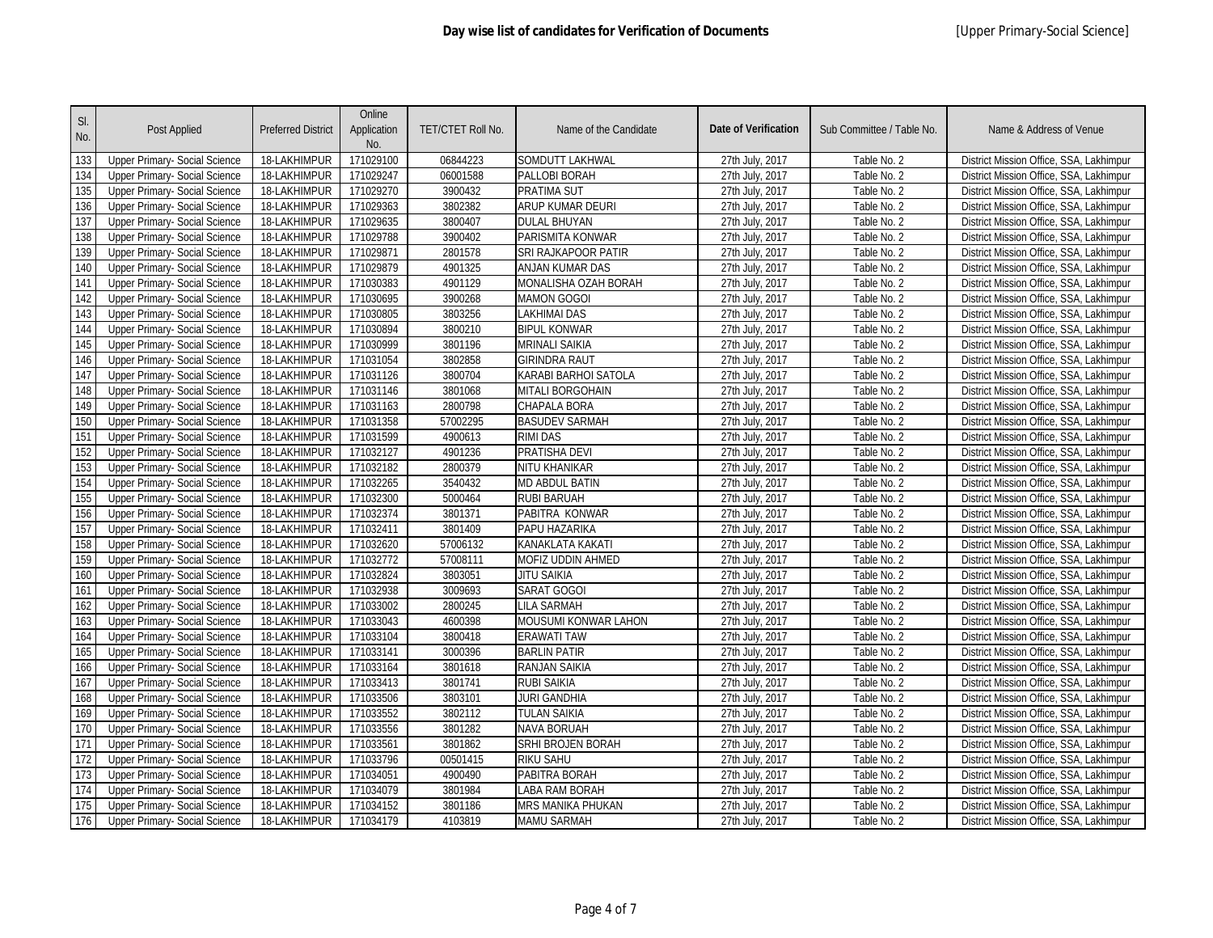| Sl. No. | Post Applied | Preferred District | Online Application No. | TET/CTET Roll No. | Name of the Candidate | Date of Verification | Sub Committee / Table No. | Name & Address of Venue |
|---|---|---|---|---|---|---|---|---|
| 133 | Upper Primary- Social Science | 18-LAKHIMPUR | 171029100 | 06844223 | SOMDUTT LAKHWAL | 27th July, 2017 | Table No. 2 | District Mission Office, SSA, Lakhimpur |
| 134 | Upper Primary- Social Science | 18-LAKHIMPUR | 171029247 | 06001588 | PALLOBI BORAH | 27th July, 2017 | Table No. 2 | District Mission Office, SSA, Lakhimpur |
| 135 | Upper Primary- Social Science | 18-LAKHIMPUR | 171029270 | 3900432 | PRATIMA SUT | 27th July, 2017 | Table No. 2 | District Mission Office, SSA, Lakhimpur |
| 136 | Upper Primary- Social Science | 18-LAKHIMPUR | 171029363 | 3802382 | ARUP KUMAR DEURI | 27th July, 2017 | Table No. 2 | District Mission Office, SSA, Lakhimpur |
| 137 | Upper Primary- Social Science | 18-LAKHIMPUR | 171029635 | 3800407 | DULAL BHUYAN | 27th July, 2017 | Table No. 2 | District Mission Office, SSA, Lakhimpur |
| 138 | Upper Primary- Social Science | 18-LAKHIMPUR | 171029788 | 3900402 | PARISMITA KONWAR | 27th July, 2017 | Table No. 2 | District Mission Office, SSA, Lakhimpur |
| 139 | Upper Primary- Social Science | 18-LAKHIMPUR | 171029871 | 2801578 | SRI RAJKAPOOR PATIR | 27th July, 2017 | Table No. 2 | District Mission Office, SSA, Lakhimpur |
| 140 | Upper Primary- Social Science | 18-LAKHIMPUR | 171029879 | 4901325 | ANJAN KUMAR DAS | 27th July, 2017 | Table No. 2 | District Mission Office, SSA, Lakhimpur |
| 141 | Upper Primary- Social Science | 18-LAKHIMPUR | 171030383 | 4901129 | MONALISHA OZAH BORAH | 27th July, 2017 | Table No. 2 | District Mission Office, SSA, Lakhimpur |
| 142 | Upper Primary- Social Science | 18-LAKHIMPUR | 171030695 | 3900268 | MAMON GOGOI | 27th July, 2017 | Table No. 2 | District Mission Office, SSA, Lakhimpur |
| 143 | Upper Primary- Social Science | 18-LAKHIMPUR | 171030805 | 3803256 | LAKHIMAI DAS | 27th July, 2017 | Table No. 2 | District Mission Office, SSA, Lakhimpur |
| 144 | Upper Primary- Social Science | 18-LAKHIMPUR | 171030894 | 3800210 | BIPUL KONWAR | 27th July, 2017 | Table No. 2 | District Mission Office, SSA, Lakhimpur |
| 145 | Upper Primary- Social Science | 18-LAKHIMPUR | 171030999 | 3801196 | MRINALI SAIKIA | 27th July, 2017 | Table No. 2 | District Mission Office, SSA, Lakhimpur |
| 146 | Upper Primary- Social Science | 18-LAKHIMPUR | 171031054 | 3802858 | GIRINDRA RAUT | 27th July, 2017 | Table No. 2 | District Mission Office, SSA, Lakhimpur |
| 147 | Upper Primary- Social Science | 18-LAKHIMPUR | 171031126 | 3800704 | KARABI BARHOI SATOLA | 27th July, 2017 | Table No. 2 | District Mission Office, SSA, Lakhimpur |
| 148 | Upper Primary- Social Science | 18-LAKHIMPUR | 171031146 | 3801068 | MITALI BORGOHAIN | 27th July, 2017 | Table No. 2 | District Mission Office, SSA, Lakhimpur |
| 149 | Upper Primary- Social Science | 18-LAKHIMPUR | 171031163 | 2800798 | CHAPALA BORA | 27th July, 2017 | Table No. 2 | District Mission Office, SSA, Lakhimpur |
| 150 | Upper Primary- Social Science | 18-LAKHIMPUR | 171031358 | 57002295 | BASUDEV SARMAH | 27th July, 2017 | Table No. 2 | District Mission Office, SSA, Lakhimpur |
| 151 | Upper Primary- Social Science | 18-LAKHIMPUR | 171031599 | 4900613 | RIMI DAS | 27th July, 2017 | Table No. 2 | District Mission Office, SSA, Lakhimpur |
| 152 | Upper Primary- Social Science | 18-LAKHIMPUR | 171032127 | 4901236 | PRATISHA DEVI | 27th July, 2017 | Table No. 2 | District Mission Office, SSA, Lakhimpur |
| 153 | Upper Primary- Social Science | 18-LAKHIMPUR | 171032182 | 2800379 | NITU KHANIKAR | 27th July, 2017 | Table No. 2 | District Mission Office, SSA, Lakhimpur |
| 154 | Upper Primary- Social Science | 18-LAKHIMPUR | 171032265 | 3540432 | MD ABDUL BATIN | 27th July, 2017 | Table No. 2 | District Mission Office, SSA, Lakhimpur |
| 155 | Upper Primary- Social Science | 18-LAKHIMPUR | 171032300 | 5000464 | RUBI BARUAH | 27th July, 2017 | Table No. 2 | District Mission Office, SSA, Lakhimpur |
| 156 | Upper Primary- Social Science | 18-LAKHIMPUR | 171032374 | 3801371 | PABITRA KONWAR | 27th July, 2017 | Table No. 2 | District Mission Office, SSA, Lakhimpur |
| 157 | Upper Primary- Social Science | 18-LAKHIMPUR | 171032411 | 3801409 | PAPU HAZARIKA | 27th July, 2017 | Table No. 2 | District Mission Office, SSA, Lakhimpur |
| 158 | Upper Primary- Social Science | 18-LAKHIMPUR | 171032620 | 57006132 | KANAKLATA KAKATI | 27th July, 2017 | Table No. 2 | District Mission Office, SSA, Lakhimpur |
| 159 | Upper Primary- Social Science | 18-LAKHIMPUR | 171032772 | 57008111 | MOFIZ UDDIN AHMED | 27th July, 2017 | Table No. 2 | District Mission Office, SSA, Lakhimpur |
| 160 | Upper Primary- Social Science | 18-LAKHIMPUR | 171032824 | 3803051 | JITU SAIKIA | 27th July, 2017 | Table No. 2 | District Mission Office, SSA, Lakhimpur |
| 161 | Upper Primary- Social Science | 18-LAKHIMPUR | 171032938 | 3009693 | SARAT GOGOI | 27th July, 2017 | Table No. 2 | District Mission Office, SSA, Lakhimpur |
| 162 | Upper Primary- Social Science | 18-LAKHIMPUR | 171033002 | 2800245 | LILA SARMAH | 27th July, 2017 | Table No. 2 | District Mission Office, SSA, Lakhimpur |
| 163 | Upper Primary- Social Science | 18-LAKHIMPUR | 171033043 | 4600398 | MOUSUMI KONWAR LAHON | 27th July, 2017 | Table No. 2 | District Mission Office, SSA, Lakhimpur |
| 164 | Upper Primary- Social Science | 18-LAKHIMPUR | 171033104 | 3800418 | ERAWATI TAW | 27th July, 2017 | Table No. 2 | District Mission Office, SSA, Lakhimpur |
| 165 | Upper Primary- Social Science | 18-LAKHIMPUR | 171033141 | 3000396 | BARLIN PATIR | 27th July, 2017 | Table No. 2 | District Mission Office, SSA, Lakhimpur |
| 166 | Upper Primary- Social Science | 18-LAKHIMPUR | 171033164 | 3801618 | RANJAN SAIKIA | 27th July, 2017 | Table No. 2 | District Mission Office, SSA, Lakhimpur |
| 167 | Upper Primary- Social Science | 18-LAKHIMPUR | 171033413 | 3801741 | RUBI SAIKIA | 27th July, 2017 | Table No. 2 | District Mission Office, SSA, Lakhimpur |
| 168 | Upper Primary- Social Science | 18-LAKHIMPUR | 171033506 | 3803101 | JURI GANDHIA | 27th July, 2017 | Table No. 2 | District Mission Office, SSA, Lakhimpur |
| 169 | Upper Primary- Social Science | 18-LAKHIMPUR | 171033552 | 3802112 | TULAN SAIKIA | 27th July, 2017 | Table No. 2 | District Mission Office, SSA, Lakhimpur |
| 170 | Upper Primary- Social Science | 18-LAKHIMPUR | 171033556 | 3801282 | NAVA BORUAH | 27th July, 2017 | Table No. 2 | District Mission Office, SSA, Lakhimpur |
| 171 | Upper Primary- Social Science | 18-LAKHIMPUR | 171033561 | 3801862 | SRHI BROJEN BORAH | 27th July, 2017 | Table No. 2 | District Mission Office, SSA, Lakhimpur |
| 172 | Upper Primary- Social Science | 18-LAKHIMPUR | 171033796 | 00501415 | RIKU SAHU | 27th July, 2017 | Table No. 2 | District Mission Office, SSA, Lakhimpur |
| 173 | Upper Primary- Social Science | 18-LAKHIMPUR | 171034051 | 4900490 | PABITRA BORAH | 27th July, 2017 | Table No. 2 | District Mission Office, SSA, Lakhimpur |
| 174 | Upper Primary- Social Science | 18-LAKHIMPUR | 171034079 | 3801984 | LABA RAM BORAH | 27th July, 2017 | Table No. 2 | District Mission Office, SSA, Lakhimpur |
| 175 | Upper Primary- Social Science | 18-LAKHIMPUR | 171034152 | 3801186 | MRS MANIKA PHUKAN | 27th July, 2017 | Table No. 2 | District Mission Office, SSA, Lakhimpur |
| 176 | Upper Primary- Social Science | 18-LAKHIMPUR | 171034179 | 4103819 | MAMU SARMAH | 27th July, 2017 | Table No. 2 | District Mission Office, SSA, Lakhimpur |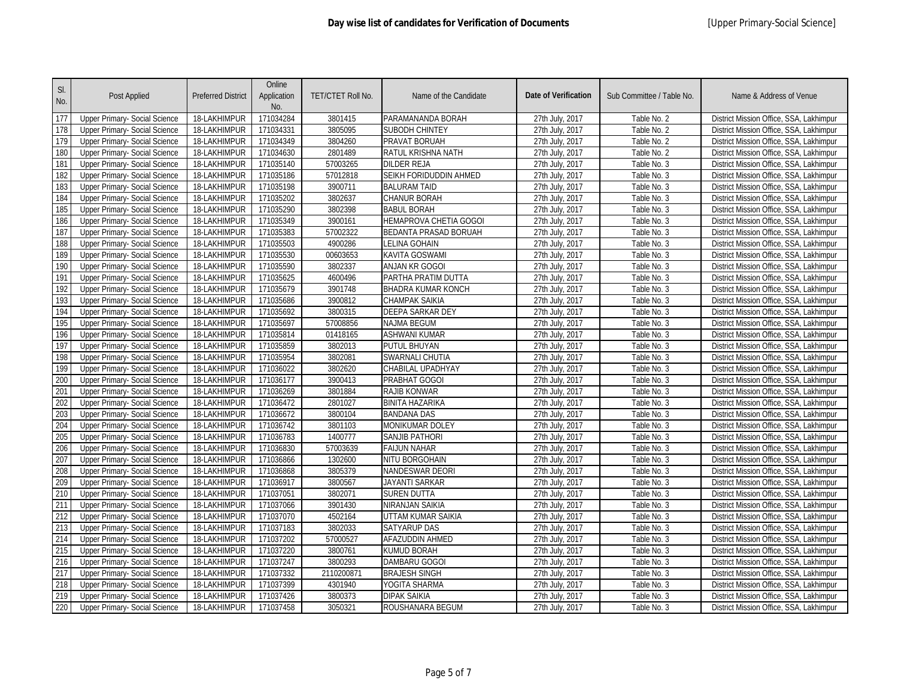# Day wise list of candidates for Verification of Documents

[Upper Primary-Social Science]

| Sl. No. | Post Applied | Preferred District | Online Application No. | TET/CTET Roll No. | Name of the Candidate | Date of Verification | Sub Committee / Table No. | Name & Address of Venue |
|---|---|---|---|---|---|---|---|---|
| 177 | Upper Primary- Social Science | 18-LAKHIMPUR | 171034284 | 3801415 | PARAMANANDA BORAH | 27th July, 2017 | Table No. 2 | District Mission Office, SSA, Lakhimpur |
| 178 | Upper Primary- Social Science | 18-LAKHIMPUR | 171034331 | 3805095 | SUBODH CHINTEY | 27th July, 2017 | Table No. 2 | District Mission Office, SSA, Lakhimpur |
| 179 | Upper Primary- Social Science | 18-LAKHIMPUR | 171034349 | 3804260 | PRAVAT BORUAH | 27th July, 2017 | Table No. 2 | District Mission Office, SSA, Lakhimpur |
| 180 | Upper Primary- Social Science | 18-LAKHIMPUR | 171034630 | 2801489 | RATUL KRISHNA NATH | 27th July, 2017 | Table No. 2 | District Mission Office, SSA, Lakhimpur |
| 181 | Upper Primary- Social Science | 18-LAKHIMPUR | 171035140 | 57003265 | DILDER REJA | 27th July, 2017 | Table No. 3 | District Mission Office, SSA, Lakhimpur |
| 182 | Upper Primary- Social Science | 18-LAKHIMPUR | 171035186 | 57012818 | SEIKH FORIDUDDIN AHMED | 27th July, 2017 | Table No. 3 | District Mission Office, SSA, Lakhimpur |
| 183 | Upper Primary- Social Science | 18-LAKHIMPUR | 171035198 | 3900711 | BALURAM TAID | 27th July, 2017 | Table No. 3 | District Mission Office, SSA, Lakhimpur |
| 184 | Upper Primary- Social Science | 18-LAKHIMPUR | 171035202 | 3802637 | CHANUR BORAH | 27th July, 2017 | Table No. 3 | District Mission Office, SSA, Lakhimpur |
| 185 | Upper Primary- Social Science | 18-LAKHIMPUR | 171035290 | 3802398 | BABUL BORAH | 27th July, 2017 | Table No. 3 | District Mission Office, SSA, Lakhimpur |
| 186 | Upper Primary- Social Science | 18-LAKHIMPUR | 171035349 | 3900161 | HEMAPROVA CHETIA GOGOI | 27th July, 2017 | Table No. 3 | District Mission Office, SSA, Lakhimpur |
| 187 | Upper Primary- Social Science | 18-LAKHIMPUR | 171035383 | 57002322 | BEDANTA PRASAD BORUAH | 27th July, 2017 | Table No. 3 | District Mission Office, SSA, Lakhimpur |
| 188 | Upper Primary- Social Science | 18-LAKHIMPUR | 171035503 | 4900286 | LELINA GOHAIN | 27th July, 2017 | Table No. 3 | District Mission Office, SSA, Lakhimpur |
| 189 | Upper Primary- Social Science | 18-LAKHIMPUR | 171035530 | 00603653 | KAVITA GOSWAMI | 27th July, 2017 | Table No. 3 | District Mission Office, SSA, Lakhimpur |
| 190 | Upper Primary- Social Science | 18-LAKHIMPUR | 171035590 | 3802337 | ANJAN KR GOGOI | 27th July, 2017 | Table No. 3 | District Mission Office, SSA, Lakhimpur |
| 191 | Upper Primary- Social Science | 18-LAKHIMPUR | 171035625 | 4600496 | PARTHA PRATIM DUTTA | 27th July, 2017 | Table No. 3 | District Mission Office, SSA, Lakhimpur |
| 192 | Upper Primary- Social Science | 18-LAKHIMPUR | 171035679 | 3901748 | BHADRA KUMAR KONCH | 27th July, 2017 | Table No. 3 | District Mission Office, SSA, Lakhimpur |
| 193 | Upper Primary- Social Science | 18-LAKHIMPUR | 171035686 | 3900812 | CHAMPAK SAIKIA | 27th July, 2017 | Table No. 3 | District Mission Office, SSA, Lakhimpur |
| 194 | Upper Primary- Social Science | 18-LAKHIMPUR | 171035692 | 3800315 | DEEPA SARKAR DEY | 27th July, 2017 | Table No. 3 | District Mission Office, SSA, Lakhimpur |
| 195 | Upper Primary- Social Science | 18-LAKHIMPUR | 171035697 | 57008856 | NAJMA BEGUM | 27th July, 2017 | Table No. 3 | District Mission Office, SSA, Lakhimpur |
| 196 | Upper Primary- Social Science | 18-LAKHIMPUR | 171035814 | 01418165 | ASHWANI KUMAR | 27th July, 2017 | Table No. 3 | District Mission Office, SSA, Lakhimpur |
| 197 | Upper Primary- Social Science | 18-LAKHIMPUR | 171035859 | 3802013 | PUTUL BHUYAN | 27th July, 2017 | Table No. 3 | District Mission Office, SSA, Lakhimpur |
| 198 | Upper Primary- Social Science | 18-LAKHIMPUR | 171035954 | 3802081 | SWARNALI CHUTIA | 27th July, 2017 | Table No. 3 | District Mission Office, SSA, Lakhimpur |
| 199 | Upper Primary- Social Science | 18-LAKHIMPUR | 171036022 | 3802620 | CHABILAL UPADHYAY | 27th July, 2017 | Table No. 3 | District Mission Office, SSA, Lakhimpur |
| 200 | Upper Primary- Social Science | 18-LAKHIMPUR | 171036177 | 3900413 | PRABHAT GOGOI | 27th July, 2017 | Table No. 3 | District Mission Office, SSA, Lakhimpur |
| 201 | Upper Primary- Social Science | 18-LAKHIMPUR | 171036269 | 3801884 | RAJIB KONWAR | 27th July, 2017 | Table No. 3 | District Mission Office, SSA, Lakhimpur |
| 202 | Upper Primary- Social Science | 18-LAKHIMPUR | 171036472 | 2801027 | BINITA HAZARIKA | 27th July, 2017 | Table No. 3 | District Mission Office, SSA, Lakhimpur |
| 203 | Upper Primary- Social Science | 18-LAKHIMPUR | 171036672 | 3800104 | BANDANA DAS | 27th July, 2017 | Table No. 3 | District Mission Office, SSA, Lakhimpur |
| 204 | Upper Primary- Social Science | 18-LAKHIMPUR | 171036742 | 3801103 | MONIKUMAR DOLEY | 27th July, 2017 | Table No. 3 | District Mission Office, SSA, Lakhimpur |
| 205 | Upper Primary- Social Science | 18-LAKHIMPUR | 171036783 | 1400777 | SANJIB PATHORI | 27th July, 2017 | Table No. 3 | District Mission Office, SSA, Lakhimpur |
| 206 | Upper Primary- Social Science | 18-LAKHIMPUR | 171036830 | 57003639 | FAIJUN NAHAR | 27th July, 2017 | Table No. 3 | District Mission Office, SSA, Lakhimpur |
| 207 | Upper Primary- Social Science | 18-LAKHIMPUR | 171036866 | 1302600 | NITU BORGOHAIN | 27th July, 2017 | Table No. 3 | District Mission Office, SSA, Lakhimpur |
| 208 | Upper Primary- Social Science | 18-LAKHIMPUR | 171036868 | 3805379 | NANDESWAR DEORI | 27th July, 2017 | Table No. 3 | District Mission Office, SSA, Lakhimpur |
| 209 | Upper Primary- Social Science | 18-LAKHIMPUR | 171036917 | 3800567 | JAYANTI SARKAR | 27th July, 2017 | Table No. 3 | District Mission Office, SSA, Lakhimpur |
| 210 | Upper Primary- Social Science | 18-LAKHIMPUR | 171037051 | 3802071 | SUREN DUTTA | 27th July, 2017 | Table No. 3 | District Mission Office, SSA, Lakhimpur |
| 211 | Upper Primary- Social Science | 18-LAKHIMPUR | 171037066 | 3901430 | NIRANJAN SAIKIA | 27th July, 2017 | Table No. 3 | District Mission Office, SSA, Lakhimpur |
| 212 | Upper Primary- Social Science | 18-LAKHIMPUR | 171037070 | 4502164 | UTTAM KUMAR SAIKIA | 27th July, 2017 | Table No. 3 | District Mission Office, SSA, Lakhimpur |
| 213 | Upper Primary- Social Science | 18-LAKHIMPUR | 171037183 | 3802033 | SATYARUP DAS | 27th July, 2017 | Table No. 3 | District Mission Office, SSA, Lakhimpur |
| 214 | Upper Primary- Social Science | 18-LAKHIMPUR | 171037202 | 57000527 | AFAZUDDIN AHMED | 27th July, 2017 | Table No. 3 | District Mission Office, SSA, Lakhimpur |
| 215 | Upper Primary- Social Science | 18-LAKHIMPUR | 171037220 | 3800761 | KUMUD BORAH | 27th July, 2017 | Table No. 3 | District Mission Office, SSA, Lakhimpur |
| 216 | Upper Primary- Social Science | 18-LAKHIMPUR | 171037247 | 3800293 | DAMBARU GOGOI | 27th July, 2017 | Table No. 3 | District Mission Office, SSA, Lakhimpur |
| 217 | Upper Primary- Social Science | 18-LAKHIMPUR | 171037332 | 2110200871 | BRAJESH SINGH | 27th July, 2017 | Table No. 3 | District Mission Office, SSA, Lakhimpur |
| 218 | Upper Primary- Social Science | 18-LAKHIMPUR | 171037399 | 4301940 | YOGITA SHARMA | 27th July, 2017 | Table No. 3 | District Mission Office, SSA, Lakhimpur |
| 219 | Upper Primary- Social Science | 18-LAKHIMPUR | 171037426 | 3800373 | DIPAK SAIKIA | 27th July, 2017 | Table No. 3 | District Mission Office, SSA, Lakhimpur |
| 220 | Upper Primary- Social Science | 18-LAKHIMPUR | 171037458 | 3050321 | ROUSHANARA BEGUM | 27th July, 2017 | Table No. 3 | District Mission Office, SSA, Lakhimpur |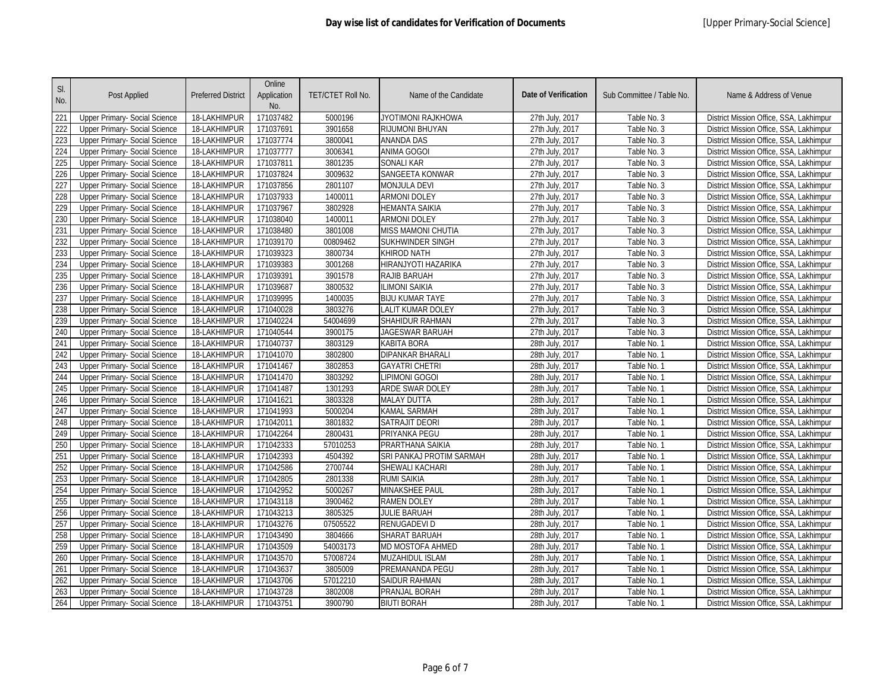**Day wise list of candidates for Verification of Documents** [Upper Primary-Social Science]

| Sl. No. | Post Applied | Preferred District | Online Application No. | TET/CTET Roll No. | Name of the Candidate | Date of Verification | Sub Committee / Table No. | Name & Address of Venue |
|---|---|---|---|---|---|---|---|---|
| 221 | Upper Primary- Social Science | 18-LAKHIMPUR | 171037482 | 5000196 | JYOTIMONI RAJKHOWA | 27th July, 2017 | Table No. 3 | District Mission Office, SSA, Lakhimpur |
| 222 | Upper Primary- Social Science | 18-LAKHIMPUR | 171037691 | 3901658 | RIJUMONI BHUYAN | 27th July, 2017 | Table No. 3 | District Mission Office, SSA, Lakhimpur |
| 223 | Upper Primary- Social Science | 18-LAKHIMPUR | 171037774 | 3800041 | ANANDA DAS | 27th July, 2017 | Table No. 3 | District Mission Office, SSA, Lakhimpur |
| 224 | Upper Primary- Social Science | 18-LAKHIMPUR | 171037777 | 3006341 | ANIMA GOGOI | 27th July, 2017 | Table No. 3 | District Mission Office, SSA, Lakhimpur |
| 225 | Upper Primary- Social Science | 18-LAKHIMPUR | 171037811 | 3801235 | SONALI KAR | 27th July, 2017 | Table No. 3 | District Mission Office, SSA, Lakhimpur |
| 226 | Upper Primary- Social Science | 18-LAKHIMPUR | 171037824 | 3009632 | SANGEETA KONWAR | 27th July, 2017 | Table No. 3 | District Mission Office, SSA, Lakhimpur |
| 227 | Upper Primary- Social Science | 18-LAKHIMPUR | 171037856 | 2801107 | MONJULA DEVI | 27th July, 2017 | Table No. 3 | District Mission Office, SSA, Lakhimpur |
| 228 | Upper Primary- Social Science | 18-LAKHIMPUR | 171037933 | 1400011 | ARMONI DOLEY | 27th July, 2017 | Table No. 3 | District Mission Office, SSA, Lakhimpur |
| 229 | Upper Primary- Social Science | 18-LAKHIMPUR | 171037967 | 3802928 | HEMANTA SAIKIA | 27th July, 2017 | Table No. 3 | District Mission Office, SSA, Lakhimpur |
| 230 | Upper Primary- Social Science | 18-LAKHIMPUR | 171038040 | 1400011 | ARMONI DOLEY | 27th July, 2017 | Table No. 3 | District Mission Office, SSA, Lakhimpur |
| 231 | Upper Primary- Social Science | 18-LAKHIMPUR | 171038480 | 3801008 | MISS MAMONI CHUTIA | 27th July, 2017 | Table No. 3 | District Mission Office, SSA, Lakhimpur |
| 232 | Upper Primary- Social Science | 18-LAKHIMPUR | 171039170 | 00809462 | SUKHWINDER SINGH | 27th July, 2017 | Table No. 3 | District Mission Office, SSA, Lakhimpur |
| 233 | Upper Primary- Social Science | 18-LAKHIMPUR | 171039323 | 3800734 | KHIROD NATH | 27th July, 2017 | Table No. 3 | District Mission Office, SSA, Lakhimpur |
| 234 | Upper Primary- Social Science | 18-LAKHIMPUR | 171039383 | 3001268 | HIRANJYOTI HAZARIKA | 27th July, 2017 | Table No. 3 | District Mission Office, SSA, Lakhimpur |
| 235 | Upper Primary- Social Science | 18-LAKHIMPUR | 171039391 | 3901578 | RAJIB BARUAH | 27th July, 2017 | Table No. 3 | District Mission Office, SSA, Lakhimpur |
| 236 | Upper Primary- Social Science | 18-LAKHIMPUR | 171039687 | 3800532 | ILIMONI SAIKIA | 27th July, 2017 | Table No. 3 | District Mission Office, SSA, Lakhimpur |
| 237 | Upper Primary- Social Science | 18-LAKHIMPUR | 171039995 | 1400035 | BIJU KUMAR TAYE | 27th July, 2017 | Table No. 3 | District Mission Office, SSA, Lakhimpur |
| 238 | Upper Primary- Social Science | 18-LAKHIMPUR | 171040028 | 3803276 | LALIT KUMAR DOLEY | 27th July, 2017 | Table No. 3 | District Mission Office, SSA, Lakhimpur |
| 239 | Upper Primary- Social Science | 18-LAKHIMPUR | 171040224 | 54004699 | SHAHIDUR RAHMAN | 27th July, 2017 | Table No. 3 | District Mission Office, SSA, Lakhimpur |
| 240 | Upper Primary- Social Science | 18-LAKHIMPUR | 171040544 | 3900175 | JAGESWAR BARUAH | 27th July, 2017 | Table No. 3 | District Mission Office, SSA, Lakhimpur |
| 241 | Upper Primary- Social Science | 18-LAKHIMPUR | 171040737 | 3803129 | KABITA BORA | 28th July, 2017 | Table No. 1 | District Mission Office, SSA, Lakhimpur |
| 242 | Upper Primary- Social Science | 18-LAKHIMPUR | 171041070 | 3802800 | DIPANKAR BHARALI | 28th July, 2017 | Table No. 1 | District Mission Office, SSA, Lakhimpur |
| 243 | Upper Primary- Social Science | 18-LAKHIMPUR | 171041467 | 3802853 | GAYATRI CHETRI | 28th July, 2017 | Table No. 1 | District Mission Office, SSA, Lakhimpur |
| 244 | Upper Primary- Social Science | 18-LAKHIMPUR | 171041470 | 3803292 | LIPIMONI GOGOI | 28th July, 2017 | Table No. 1 | District Mission Office, SSA, Lakhimpur |
| 245 | Upper Primary- Social Science | 18-LAKHIMPUR | 171041487 | 1301293 | ARDE SWAR DOLEY | 28th July, 2017 | Table No. 1 | District Mission Office, SSA, Lakhimpur |
| 246 | Upper Primary- Social Science | 18-LAKHIMPUR | 171041621 | 3803328 | MALAY DUTTA | 28th July, 2017 | Table No. 1 | District Mission Office, SSA, Lakhimpur |
| 247 | Upper Primary- Social Science | 18-LAKHIMPUR | 171041993 | 5000204 | KAMAL SARMAH | 28th July, 2017 | Table No. 1 | District Mission Office, SSA, Lakhimpur |
| 248 | Upper Primary- Social Science | 18-LAKHIMPUR | 171042011 | 3801832 | SATRAJIT DEORI | 28th July, 2017 | Table No. 1 | District Mission Office, SSA, Lakhimpur |
| 249 | Upper Primary- Social Science | 18-LAKHIMPUR | 171042264 | 2800431 | PRIYANKA PEGU | 28th July, 2017 | Table No. 1 | District Mission Office, SSA, Lakhimpur |
| 250 | Upper Primary- Social Science | 18-LAKHIMPUR | 171042333 | 57010253 | PRARTHANA SAIKIA | 28th July, 2017 | Table No. 1 | District Mission Office, SSA, Lakhimpur |
| 251 | Upper Primary- Social Science | 18-LAKHIMPUR | 171042393 | 4504392 | SRI PANKAJ PROTIM SARMAH | 28th July, 2017 | Table No. 1 | District Mission Office, SSA, Lakhimpur |
| 252 | Upper Primary- Social Science | 18-LAKHIMPUR | 171042586 | 2700744 | SHEWALI KACHARI | 28th July, 2017 | Table No. 1 | District Mission Office, SSA, Lakhimpur |
| 253 | Upper Primary- Social Science | 18-LAKHIMPUR | 171042805 | 2801338 | RUMI SAIKIA | 28th July, 2017 | Table No. 1 | District Mission Office, SSA, Lakhimpur |
| 254 | Upper Primary- Social Science | 18-LAKHIMPUR | 171042952 | 5000267 | MINAKSHEE PAUL | 28th July, 2017 | Table No. 1 | District Mission Office, SSA, Lakhimpur |
| 255 | Upper Primary- Social Science | 18-LAKHIMPUR | 171043118 | 3900462 | RAMEN DOLEY | 28th July, 2017 | Table No. 1 | District Mission Office, SSA, Lakhimpur |
| 256 | Upper Primary- Social Science | 18-LAKHIMPUR | 171043213 | 3805325 | JULIE BARUAH | 28th July, 2017 | Table No. 1 | District Mission Office, SSA, Lakhimpur |
| 257 | Upper Primary- Social Science | 18-LAKHIMPUR | 171043276 | 07505522 | RENUGADEVI D | 28th July, 2017 | Table No. 1 | District Mission Office, SSA, Lakhimpur |
| 258 | Upper Primary- Social Science | 18-LAKHIMPUR | 171043490 | 3804666 | SHARAT BARUAH | 28th July, 2017 | Table No. 1 | District Mission Office, SSA, Lakhimpur |
| 259 | Upper Primary- Social Science | 18-LAKHIMPUR | 171043509 | 54003173 | MD MOSTOFA AHMED | 28th July, 2017 | Table No. 1 | District Mission Office, SSA, Lakhimpur |
| 260 | Upper Primary- Social Science | 18-LAKHIMPUR | 171043570 | 57008724 | MUZAHIDUL ISLAM | 28th July, 2017 | Table No. 1 | District Mission Office, SSA, Lakhimpur |
| 261 | Upper Primary- Social Science | 18-LAKHIMPUR | 171043637 | 3805009 | PREMANANDA PEGU | 28th July, 2017 | Table No. 1 | District Mission Office, SSA, Lakhimpur |
| 262 | Upper Primary- Social Science | 18-LAKHIMPUR | 171043706 | 57012210 | SAIDUR RAHMAN | 28th July, 2017 | Table No. 1 | District Mission Office, SSA, Lakhimpur |
| 263 | Upper Primary- Social Science | 18-LAKHIMPUR | 171043728 | 3802008 | PRANJAL BORAH | 28th July, 2017 | Table No. 1 | District Mission Office, SSA, Lakhimpur |
| 264 | Upper Primary- Social Science | 18-LAKHIMPUR | 171043751 | 3900790 | BIUTI BORAH | 28th July, 2017 | Table No. 1 | District Mission Office, SSA, Lakhimpur |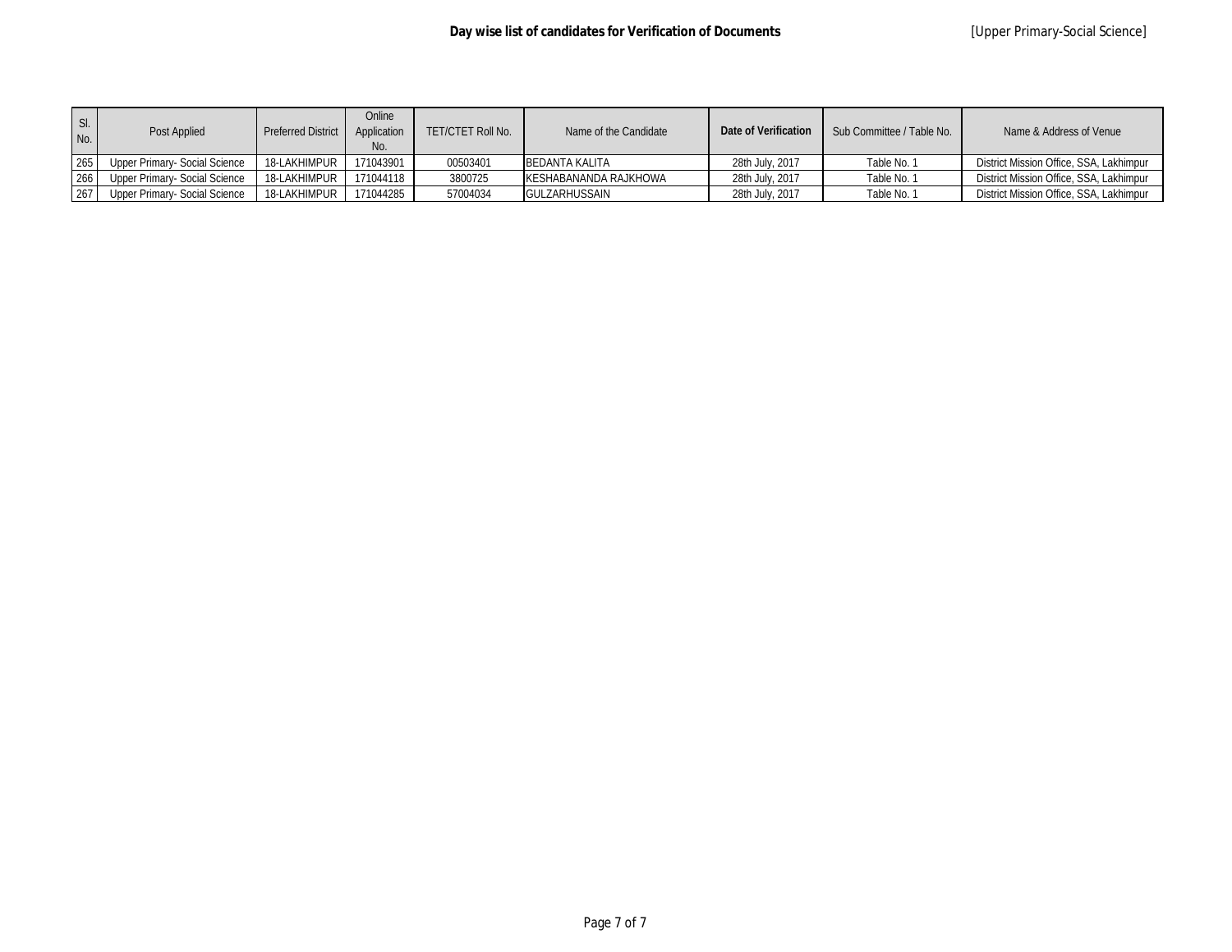**Day wise list of candidates for Verification of Documents** [Upper Primary-Social Science]

| Sl. No. | Post Applied | Preferred District | Online Application No. | TET/CTET Roll No. | Name of the Candidate | Date of Verification | Sub Committee / Table No. | Name & Address of Venue |
|---|---|---|---|---|---|---|---|---|
| 265 | Upper Primary- Social Science | 18-LAKHIMPUR | 171043901 | 00503401 | BEDANTA KALITA | 28th July, 2017 | Table No. 1 | District Mission Office, SSA, Lakhimpur |
| 266 | Upper Primary- Social Science | 18-LAKHIMPUR | 171044118 | 3800725 | KESHABANANDA RAJKHOWA | 28th July, 2017 | Table No. 1 | District Mission Office, SSA, Lakhimpur |
| 267 | Upper Primary- Social Science | 18-LAKHIMPUR | 171044285 | 57004034 | GULZARHUSSAIN | 28th July, 2017 | Table No. 1 | District Mission Office, SSA, Lakhimpur |